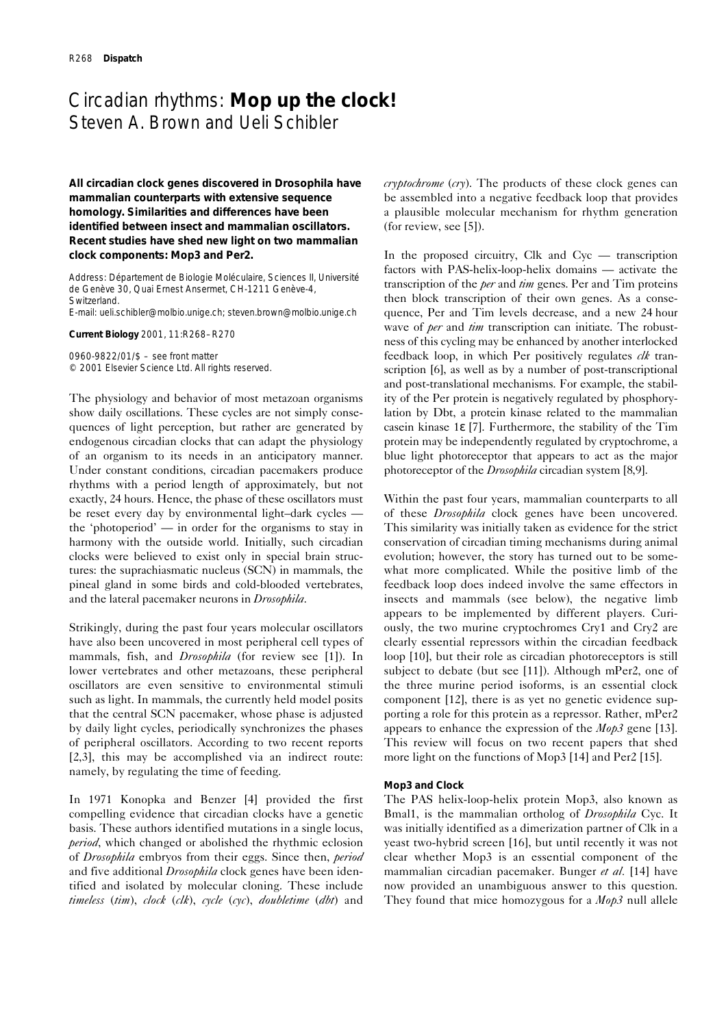# Circadian rhythms: **Mop up the clock!**

Steven A. Brown and Ueli Schibler

**All circadian clock genes discovered in Drosophila have mammalian counterparts with extensive sequence homology. Similarities and differences have been identified between insect and mammalian oscillators. Recent studies have shed new light on two mammalian clock components: Mop3 and Per2.**

Address: Département de Biologie Moléculaire, Sciences II, Université de Genève 30, Quai Ernest Ansermet, CH-1211 Genève-4, Switzerland.
E-mail: ueli.schibler@molbio.unige.ch; steven.brown@molbio.unige.ch

**Current Biology** 2001, 11:R268–R270

0960-9822/01/$ – see front matter
© 2001 Elsevier Science Ltd. All rights reserved.

The physiology and behavior of most metazoan organisms show daily oscillations. These cycles are not simply consequences of light perception, but rather are generated by endogenous circadian clocks that can adapt the physiology of an organism to its needs in an anticipatory manner. Under constant conditions, circadian pacemakers produce rhythms with a period length of approximately, but not exactly, 24 hours. Hence, the phase of these oscillators must be reset every day by environmental light–dark cycles — the 'photoperiod' — in order for the organisms to stay in harmony with the outside world. Initially, such circadian clocks were believed to exist only in special brain structures: the suprachiasmatic nucleus (SCN) in mammals, the pineal gland in some birds and cold-blooded vertebrates, and the lateral pacemaker neurons in *Drosophila*.

Strikingly, during the past four years molecular oscillators have also been uncovered in most peripheral cell types of mammals, fish, and *Drosophila* (for review see [1]). In lower vertebrates and other metazoans, these peripheral oscillators are even sensitive to environmental stimuli such as light. In mammals, the currently held model posits that the central SCN pacemaker, whose phase is adjusted by daily light cycles, periodically synchronizes the phases of peripheral oscillators. According to two recent reports [2,3], this may be accomplished via an indirect route: namely, by regulating the time of feeding.

In 1971 Konopka and Benzer [4] provided the first compelling evidence that circadian clocks have a genetic basis. These authors identified mutations in a single locus, *period*, which changed or abolished the rhythmic eclosion of *Drosophila* embryos from their eggs. Since then, *period* and five additional *Drosophila* clock genes have been identified and isolated by molecular cloning. These include *timeless* (*tim*), *clock* (*clk*), *cycle* (*cyc*), *doubletime* (*dbt*) and *cryptochrome* (*cry*). The products of these clock genes can be assembled into a negative feedback loop that provides a plausible molecular mechanism for rhythm generation (for review, see [5]).

In the proposed circuitry, Clk and Cyc — transcription factors with PAS-helix-loop-helix domains — activate the transcription of the *per* and *tim* genes. Per and Tim proteins then block transcription of their own genes. As a consequence, Per and Tim levels decrease, and a new 24 hour wave of *per* and *tim* transcription can initiate. The robustness of this cycling may be enhanced by another interlocked feedback loop, in which Per positively regulates *clk* transcription [6], as well as by a number of post-transcriptional and post-translational mechanisms. For example, the stability of the Per protein is negatively regulated by phosphorylation by Dbt, a protein kinase related to the mammalian casein kinase 1ε [7]. Furthermore, the stability of the Tim protein may be independently regulated by cryptochrome, a blue light photoreceptor that appears to act as the major photoreceptor of the *Drosophila* circadian system [8,9].

Within the past four years, mammalian counterparts to all of these *Drosophila* clock genes have been uncovered. This similarity was initially taken as evidence for the strict conservation of circadian timing mechanisms during animal evolution; however, the story has turned out to be somewhat more complicated. While the positive limb of the feedback loop does indeed involve the same effectors in insects and mammals (see below), the negative limb appears to be implemented by different players. Curiously, the two murine cryptochromes Cry1 and Cry2 are clearly essential repressors within the circadian feedback loop [10], but their role as circadian photoreceptors is still subject to debate (but see [11]). Although mPer2, one of the three murine period isoforms, is an essential clock component [12], there is as yet no genetic evidence supporting a role for this protein as a repressor. Rather, mPer2 appears to enhance the expression of the *Mop3* gene [13]. This review will focus on two recent papers that shed more light on the functions of Mop3 [14] and Per2 [15].

### Mop3 and Clock

The PAS helix-loop-helix protein Mop3, also known as Bmal1, is the mammalian ortholog of *Drosophila* Cyc. It was initially identified as a dimerization partner of Clk in a yeast two-hybrid screen [16], but until recently it was not clear whether Mop3 is an essential component of the mammalian circadian pacemaker. Bunger *et al*. [14] have now provided an unambiguous answer to this question. They found that mice homozygous for a *Mop3* null allele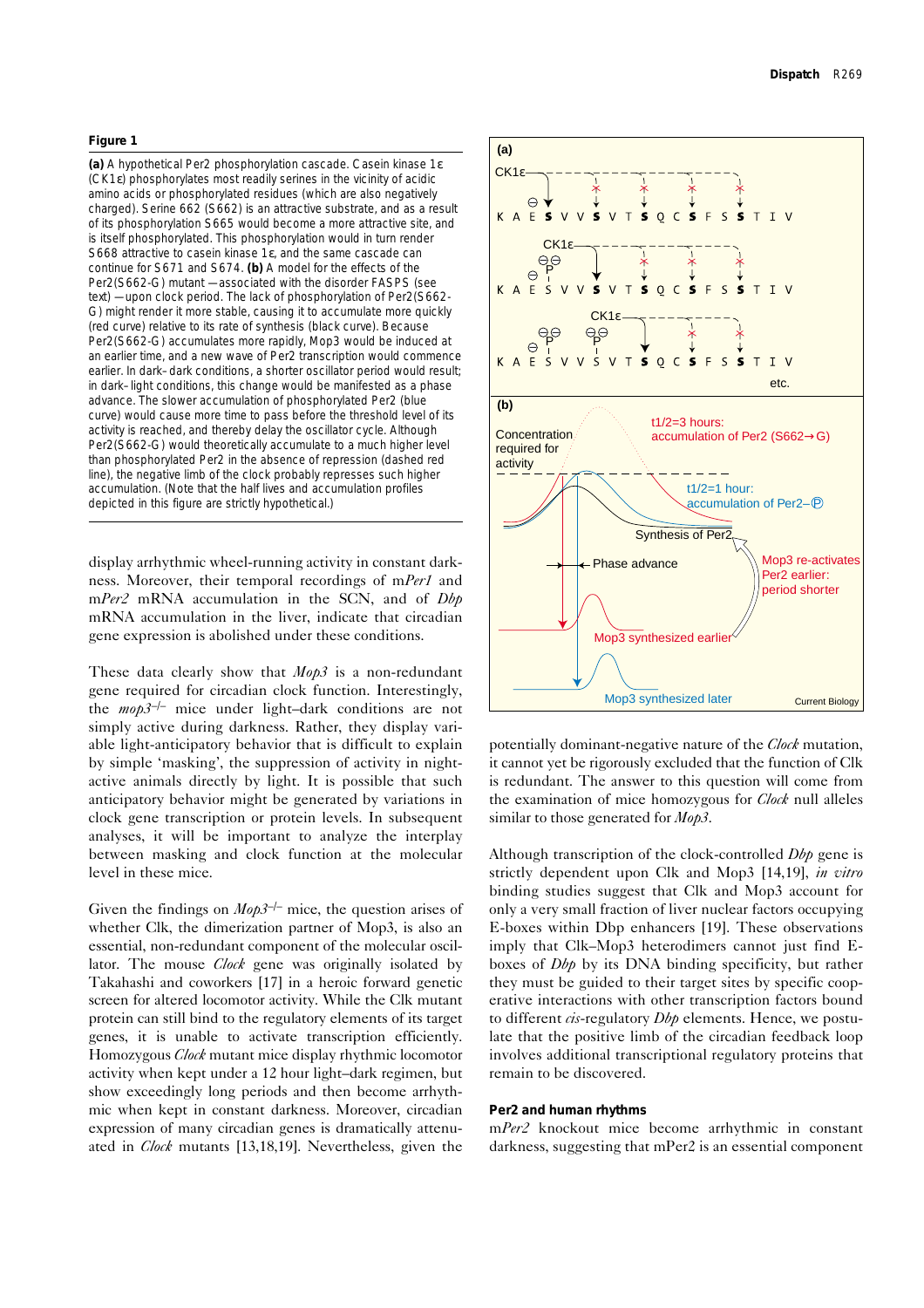**Figure 1**

**(a)** A hypothetical Per2 phosphorylation cascade. Casein kinase 1ε (CK1ε) phosphorylates most readily serines in the vicinity of acidic amino acids or phosphorylated residues (which are also negatively charged). Serine 662 (S662) is an attractive substrate, and as a result of its phosphorylation S665 would become a more attractive site, and is itself phosphorylated. This phosphorylation would in turn render S668 attractive to casein kinase 1ε, and the same cascade can continue for S671 and S674. **(b)** A model for the effects of the Per2(S662-G) mutant — associated with the disorder FASPS (see text) — upon clock period. The lack of phosphorylation of Per2(S662-G) might render it more stable, causing it to accumulate more quickly (red curve) relative to its rate of synthesis (black curve). Because Per2(S662-G) accumulates more rapidly, Mop3 would be induced at an earlier time, and a new wave of Per2 transcription would commence earlier. In dark–dark conditions, a shorter oscillator period would result; in dark–light conditions, this change would be manifested as a phase advance. The slower accumulation of phosphorylated Per2 (blue curve) would cause more time to pass before the threshold level of its activity is reached, and thereby delay the oscillator cycle. Although Per2(S662-G) would theoretically accumulate to a much higher level than phosphorylated Per2 in the absence of repression (dashed red line), the negative limb of the clock probably represses such higher accumulation. (Note that the half lives and accumulation profiles depicted in this figure are strictly hypothetical.)

display arrhythmic wheel-running activity in constant darkness. Moreover, their temporal recordings of m*Per1* and m*Per2* mRNA accumulation in the SCN, and of *Dbp* mRNA accumulation in the liver, indicate that circadian gene expression is abolished under these conditions.

These data clearly show that *Mop3* is a non-redundant gene required for circadian clock function. Interestingly, the *mop3*$^{-/-}$ mice under light–dark conditions are not simply active during darkness. Rather, they display variable light-anticipatory behavior that is difficult to explain by simple 'masking', the suppression of activity in night-active animals directly by light. It is possible that such anticipatory behavior might be generated by variations in clock gene transcription or protein levels. In subsequent analyses, it will be important to analyze the interplay between masking and clock function at the molecular level in these mice.

Given the findings on *Mop3*$^{-/-}$ mice, the question arises of whether Clk, the dimerization partner of Mop3, is also an essential, non-redundant component of the molecular oscillator. The mouse *Clock* gene was originally isolated by Takahashi and coworkers [17] in a heroic forward genetic screen for altered locomotor activity. While the Clk mutant protein can still bind to the regulatory elements of its target genes, it is unable to activate transcription efficiently. Homozygous *Clock* mutant mice display rhythmic locomotor activity when kept under a 12 hour light–dark regimen, but show exceedingly long periods and then become arrhythmic when kept in constant darkness. Moreover, circadian expression of many circadian genes is dramatically attenuated in *Clock* mutants [13,18,19]. Nevertheless, given the potentially dominant-negative nature of the *Clock* mutation, it cannot yet be rigorously excluded that the function of Clk is redundant. The answer to this question will come from the examination of mice homozygous for *Clock* null alleles similar to those generated for *Mop3*.

Although transcription of the clock-controlled *Dbp* gene is strictly dependent upon Clk and Mop3 [14,19], *in vitro* binding studies suggest that Clk and Mop3 account for only a very small fraction of liver nuclear factors occupying E-boxes within Dbp enhancers [19]. These observations imply that Clk–Mop3 heterodimers cannot just find E-boxes of *Dbp* by its DNA binding specificity, but rather they must be guided to their target sites by specific cooperative interactions with other transcription factors bound to different *cis*-regulatory *Dbp* elements. Hence, we postulate that the positive limb of the circadian feedback loop involves additional transcriptional regulatory proteins that remain to be discovered.

### Per2 and human rhythms

m*Per2* knockout mice become arrhythmic in constant darkness, suggesting that mPer2 is an essential component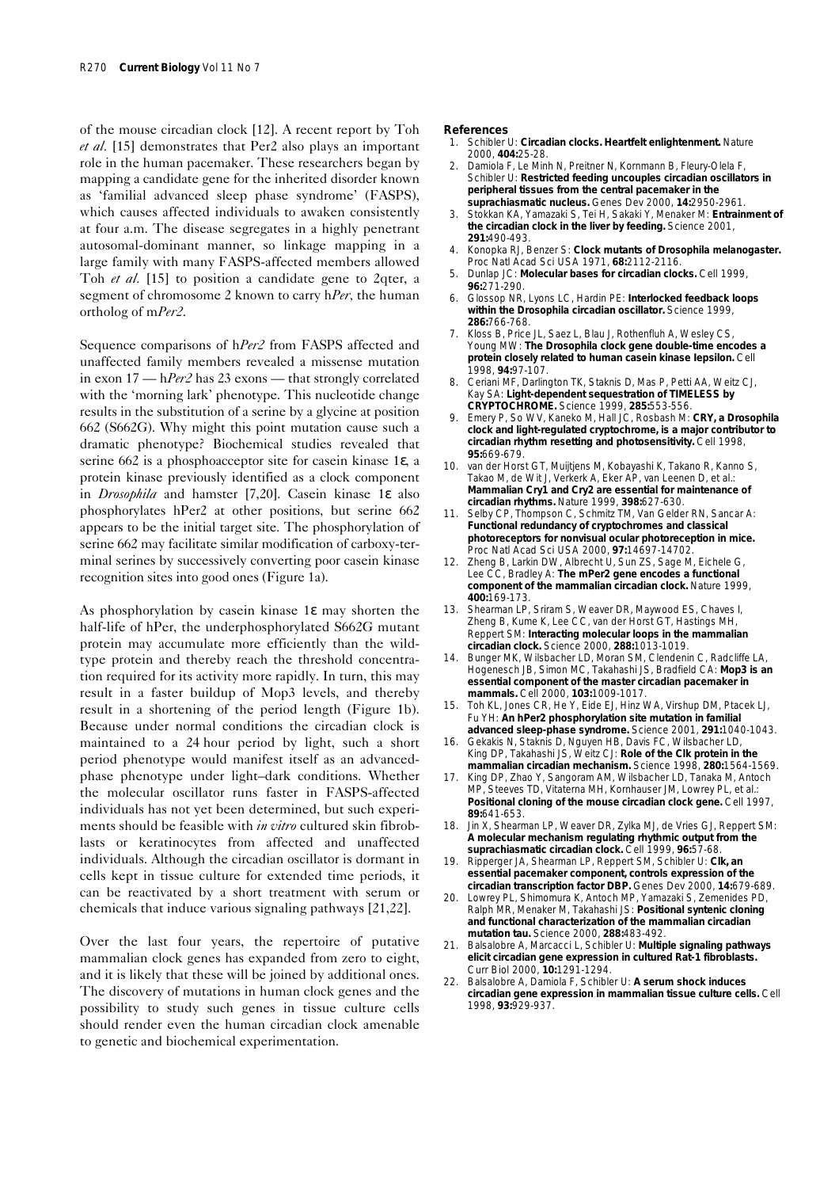of the mouse circadian clock [12]. A recent report by Toh *et al*. [15] demonstrates that Per2 also plays an important role in the human pacemaker. These researchers began by mapping a candidate gene for the inherited disorder known as 'familial advanced sleep phase syndrome' (FASPS), which causes affected individuals to awaken consistently at four a.m. The disease segregates in a highly penetrant autosomal-dominant manner, so linkage mapping in a large family with many FASPS-affected members allowed Toh *et al*. [15] to position a candidate gene to 2qter, a segment of chromosome 2 known to carry h*Per*, the human ortholog of m*Per2*.

Sequence comparisons of h*Per2* from FASPS affected and unaffected family members revealed a missense mutation in exon 17 — h*Per2* has 23 exons — that strongly correlated with the 'morning lark' phenotype. This nucleotide change results in the substitution of a serine by a glycine at position 662 (S662G). Why might this point mutation cause such a dramatic phenotype? Biochemical studies revealed that serine 662 is a phosphoacceptor site for casein kinase 1ε, a protein kinase previously identified as a clock component in *Drosophila* and hamster [7,20]. Casein kinase 1ε also phosphorylates hPer2 at other positions, but serine 662 appears to be the initial target site. The phosphorylation of serine 662 may facilitate similar modification of carboxy-terminal serines by successively converting poor casein kinase recognition sites into good ones (Figure 1a).

As phosphorylation by casein kinase 1ε may shorten the half-life of hPer, the underphosphorylated S662G mutant protein may accumulate more efficiently than the wild-type protein and thereby reach the threshold concentration required for its activity more rapidly. In turn, this may result in a faster buildup of Mop3 levels, and thereby result in a shortening of the period length (Figure 1b). Because under normal conditions the circadian clock is maintained to a 24 hour period by light, such a short period phenotype would manifest itself as an advanced-phase phenotype under light–dark conditions. Whether the molecular oscillator runs faster in FASPS-affected individuals has not yet been determined, but such experiments should be feasible with *in vitro* cultured skin fibroblasts or keratinocytes from affected and unaffected individuals. Although the circadian oscillator is dormant in cells kept in tissue culture for extended time periods, it can be reactivated by a short treatment with serum or chemicals that induce various signaling pathways [21,22].

Over the last four years, the repertoire of putative mammalian clock genes has expanded from zero to eight, and it is likely that these will be joined by additional ones. The discovery of mutations in human clock genes and the possibility to study such genes in tissue culture cells should render even the human circadian clock amenable to genetic and biochemical experimentation.

## References

1. Schibler U: **Circadian clocks. Heartfelt enlightenment.** Nature 2000, **404:**25-28.
2. Damiola F, Le Minh N, Preitner N, Kornmann B, Fleury-Olela F, Schibler U: **Restricted feeding uncouples circadian oscillators in peripheral tissues from the central pacemaker in the suprachiasmatic nucleus.** Genes Dev 2000, **14:**2950-2961.
3. Stokkan KA, Yamazaki S, Tei H, Sakaki Y, Menaker M: **Entrainment of the circadian clock in the liver by feeding.** Science 2001, **291:**490-493.
4. Konopka RJ, Benzer S: **Clock mutants of Drosophila melanogaster.** Proc Natl Acad Sci USA 1971, **68:**2112-2116.
5. Dunlap JC: **Molecular bases for circadian clocks.** Cell 1999, **96:**271-290.
6. Glossop NR, Lyons LC, Hardin PE: **Interlocked feedback loops within the Drosophila circadian oscillator.** Science 1999, **286:**766-768.
7. Kloss B, Price JL, Saez L, Blau J, Rothenfluh A, Wesley CS, Young MW: **The Drosophila clock gene double-time encodes a protein closely related to human casein kinase Iepsilon.** Cell 1998, **94:**97-107.
8. Ceriani MF, Darlington TK, Staknis D, Mas P, Petti AA, Weitz CJ, Kay SA: **Light-dependent sequestration of TIMELESS by CRYPTOCHROME.** Science 1999, **285:**553-556.
9. Emery P, So WV, Kaneko M, Hall JC, Rosbash M: **CRY, a Drosophila clock and light-regulated cryptochrome, is a major contributor to circadian rhythm resetting and photosensitivity.** Cell 1998, **95:**669-679.
10. van der Horst GT, Muijtjens M, Kobayashi K, Takano R, Kanno S, Takao M, de Wit J, Verkerk A, Eker AP, van Leenen D, et al.: **Mammalian Cry1 and Cry2 are essential for maintenance of circadian rhythms.** Nature 1999, **398:**627-630.
11. Selby CP, Thompson C, Schmitz TM, Van Gelder RN, Sancar A: **Functional redundancy of cryptochromes and classical photoreceptors for nonvisual ocular photoreception in mice.** Proc Natl Acad Sci USA 2000, **97:**14697-14702.
12. Zheng B, Larkin DW, Albrecht U, Sun ZS, Sage M, Eichele G, Lee CC, Bradley A: **The mPer2 gene encodes a functional component of the mammalian circadian clock.** Nature 1999, **400:**169-173.
13. Shearman LP, Sriram S, Weaver DR, Maywood ES, Chaves I, Zheng B, Kume K, Lee CC, van der Horst GT, Hastings MH, Reppert SM: **Interacting molecular loops in the mammalian circadian clock.** Science 2000, **288:**1013-1019.
14. Bunger MK, Wilsbacher LD, Moran SM, Clendenin C, Radcliffe LA, Hogenesch JB, Simon MC, Takahashi JS, Bradfield CA: **Mop3 is an essential component of the master circadian pacemaker in mammals.** Cell 2000, **103:**1009-1017.
15. Toh KL, Jones CR, He Y, Eide EJ, Hinz WA, Virshup DM, Ptacek LJ, Fu YH: **An hPer2 phosphorylation site mutation in familial advanced sleep-phase syndrome.** Science 2001, **291:**1040-1043.
16. Gekakis N, Staknis D, Nguyen HB, Davis FC, Wilsbacher LD, King DP, Takahashi JS, Weitz CJ: **Role of the Clk protein in the mammalian circadian mechanism.** Science 1998, **280:**1564-1569.
17. King DP, Zhao Y, Sangoram AM, Wilsbacher LD, Tanaka M, Antoch MP, Steeves TD, Vitaterna MH, Kornhauser JM, Lowrey PL, et al.: **Positional cloning of the mouse circadian clock gene.** Cell 1997, **89:**641-653.
18. Jin X, Shearman LP, Weaver DR, Zylka MJ, de Vries GJ, Reppert SM: **A molecular mechanism regulating rhythmic output from the suprachiasmatic circadian clock.** Cell 1999, **96:**57-68.
19. Ripperger JA, Shearman LP, Reppert SM, Schibler U: **Clk, an essential pacemaker component, controls expression of the circadian transcription factor DBP.** Genes Dev 2000, **14:**679-689.
20. Lowrey PL, Shimomura K, Antoch MP, Yamazaki S, Zemenides PD, Ralph MR, Menaker M, Takahashi JS: **Positional syntenic cloning and functional characterization of the mammalian circadian mutation tau.** Science 2000, **288:**483-492.
21. Balsalobre A, Marcacci L, Schibler U: **Multiple signaling pathways elicit circadian gene expression in cultured Rat-1 fibroblasts.** Curr Biol 2000, **10:**1291-1294.
22. Balsalobre A, Damiola F, Schibler U: **A serum shock induces circadian gene expression in mammalian tissue culture cells.** Cell 1998, **93:**929-937.